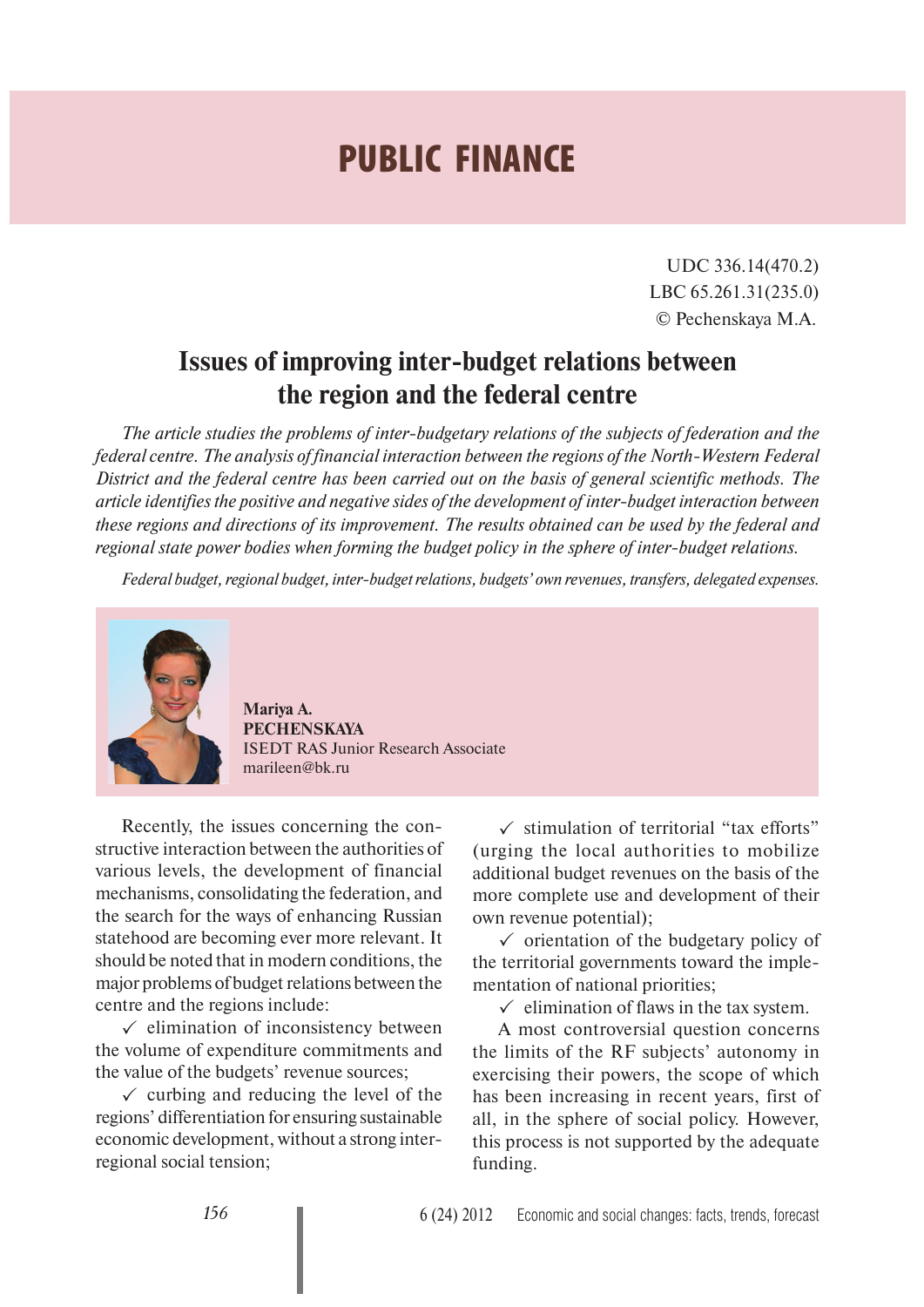# PUBLIC FINANCE

UDC 336.14(470.2)
LBC 65.261.31(235.0)
© Pechenskaya M.A.

## Issues of improving inter-budget relations between the region and the federal centre

*The article studies the problems of inter-budgetary relations of the subjects of federation and the federal centre. The analysis of financial interaction between the regions of the North-Western Federal District and the federal centre has been carried out on the basis of general scientific methods. The article identifies the positive and negative sides of the development of inter-budget interaction between these regions and directions of its improvement. The results obtained can be used by the federal and regional state power bodies when forming the budget policy in the sphere of inter-budget relations.*

*Federal budget, regional budget, inter-budget relations, budgets' own revenues, transfers, delegated expenses.*

**Mariya A.**
**PECHENSKAYA**
ISEDT RAS Junior Research Associate
marileen@bk.ru

Recently, the issues concerning the constructive interaction between the authorities of various levels, the development of financial mechanisms, consolidating the federation, and the search for the ways of enhancing Russian statehood are becoming ever more relevant. It should be noted that in modern conditions, the major problems of budget relations between the centre and the regions include:

- ✓ elimination of inconsistency between the volume of expenditure commitments and the value of the budgets' revenue sources;
- ✓ curbing and reducing the level of the regions' differentiation for ensuring sustainable economic development, without a strong inter-regional social tension;
- ✓ stimulation of territorial "tax efforts" (urging the local authorities to mobilize additional budget revenues on the basis of the more complete use and development of their own revenue potential);
- ✓ orientation of the budgetary policy of the territorial governments toward the implementation of national priorities;
- ✓ elimination of flaws in the tax system.

A most controversial question concerns the limits of the RF subjects' autonomy in exercising their powers, the scope of which has been increasing in recent years, first of all, in the sphere of social policy. However, this process is not supported by the adequate funding.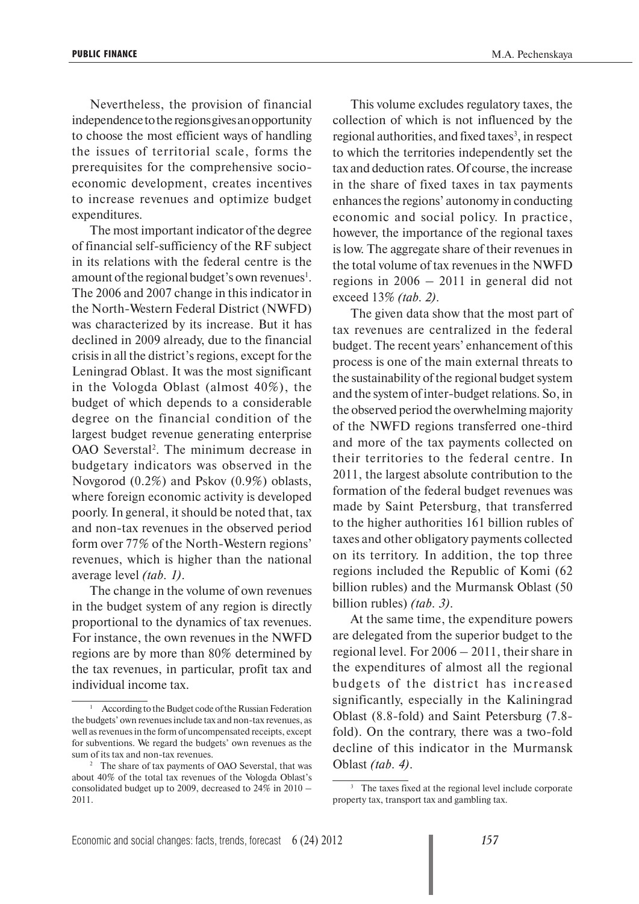Nevertheless, the provision of financial independence to the regions gives an opportunity to choose the most efficient ways of handling the issues of territorial scale, forms the prerequisites for the comprehensive socio-economic development, creates incentives to increase revenues and optimize budget expenditures.

The most important indicator of the degree of financial self-sufficiency of the RF subject in its relations with the federal centre is the amount of the regional budget's own revenues[1]. The 2006 and 2007 change in this indicator in the North-Western Federal District (NWFD) was characterized by its increase. But it has declined in 2009 already, due to the financial crisis in all the district's regions, except for the Leningrad Oblast. It was the most significant in the Vologda Oblast (almost 40%), the budget of which depends to a considerable degree on the financial condition of the largest budget revenue generating enterprise OAO Severstal[2]. The minimum decrease in budgetary indicators was observed in the Novgorod (0.2%) and Pskov (0.9%) oblasts, where foreign economic activity is developed poorly. In general, it should be noted that, tax and non-tax revenues in the observed period form over 77% of the North-Western regions' revenues, which is higher than the national average level *(tab. 1)*.

The change in the volume of own revenues in the budget system of any region is directly proportional to the dynamics of tax revenues. For instance, the own revenues in the NWFD regions are by more than 80% determined by the tax revenues, in particular, profit tax and individual income tax.

This volume excludes regulatory taxes, the collection of which is not influenced by the regional authorities, and fixed taxes[3], in respect to which the territories independently set the tax and deduction rates. Of course, the increase in the share of fixed taxes in tax payments enhances the regions' autonomy in conducting economic and social policy. In practice, however, the importance of the regional taxes is low. The aggregate share of their revenues in the total volume of tax revenues in the NWFD regions in 2006 – 2011 in general did not exceed 13% *(tab. 2)*.

The given data show that the most part of tax revenues are centralized in the federal budget. The recent years' enhancement of this process is one of the main external threats to the sustainability of the regional budget system and the system of inter-budget relations. So, in the observed period the overwhelming majority of the NWFD regions transferred one-third and more of the tax payments collected on their territories to the federal centre. In 2011, the largest absolute contribution to the formation of the federal budget revenues was made by Saint Petersburg, that transferred to the higher authorities 161 billion rubles of taxes and other obligatory payments collected on its territory. In addition, the top three regions included the Republic of Komi (62 billion rubles) and the Murmansk Oblast (50 billion rubles) *(tab. 3)*.

At the same time, the expenditure powers are delegated from the superior budget to the regional level. For 2006 – 2011, their share in the expenditures of almost all the regional budgets of the district has increased significantly, especially in the Kaliningrad Oblast (8.8-fold) and Saint Petersburg (7.8-fold). On the contrary, there was a two-fold decline of this indicator in the Murmansk Oblast *(tab. 4)*.

---

[1] According to the Budget code of the Russian Federation the budgets' own revenues include tax and non-tax revenues, as well as revenues in the form of uncompensated receipts, except for subventions. We regard the budgets' own revenues as the sum of its tax and non-tax revenues.

[2] The share of tax payments of OAO Severstal, that was about 40% of the total tax revenues of the Vologda Oblast's consolidated budget up to 2009, decreased to 24% in 2010 – 2011.

[3] The taxes fixed at the regional level include corporate property tax, transport tax and gambling tax.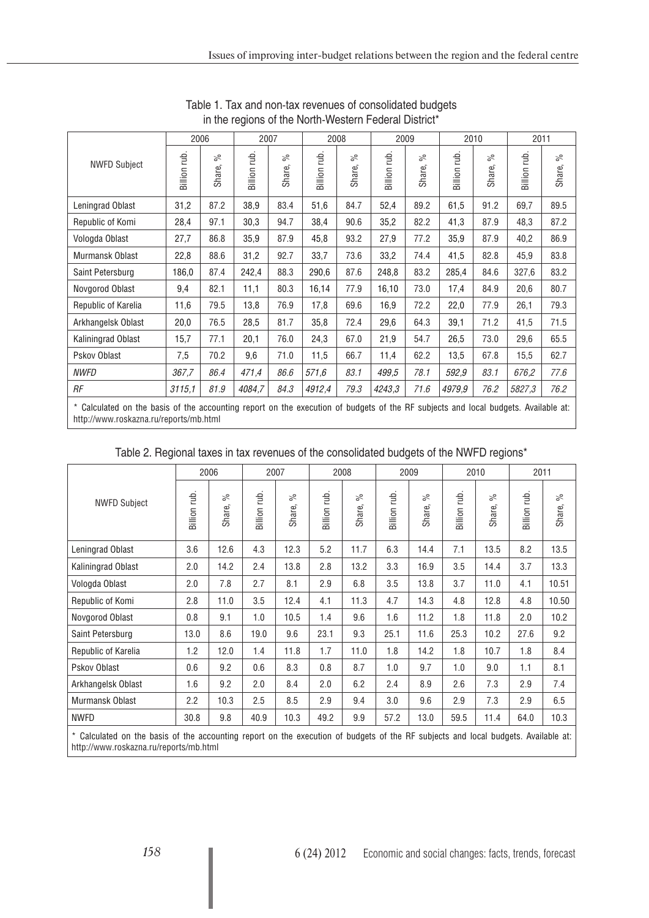Table 1. Tax and non-tax revenues of consolidated budgets in the regions of the North-Western Federal District*

| NWFD Subject | 2006 | | 2007 | | 2008 | | 2009 | | 2010 | | 2011 | |
|---|---|---|---|---|---|---|---|---|---|---|---|---|
| | Billion rub. | Share, % | Billion rub. | Share, % | Billion rub. | Share, % | Billion rub. | Share, % | Billion rub. | Share, % | Billion rub. | Share, % |
| Leningrad Oblast | 31,2 | 87.2 | 38,9 | 83.4 | 51,6 | 84.7 | 52,4 | 89.2 | 61,5 | 91.2 | 69,7 | 89.5 |
| Republic of Komi | 28,4 | 97.1 | 30,3 | 94.7 | 38,4 | 90.6 | 35,2 | 82.2 | 41,3 | 87.9 | 48,3 | 87.2 |
| Vologda Oblast | 27,7 | 86.8 | 35,9 | 87.9 | 45,8 | 93.2 | 27,9 | 77.2 | 35,9 | 87.9 | 40,2 | 86.9 |
| Murmansk Oblast | 22,8 | 88.6 | 31,2 | 92.7 | 33,7 | 73.6 | 33,2 | 74.4 | 41,5 | 82.8 | 45,9 | 83.8 |
| Saint Petersburg | 186,0 | 87.4 | 242,4 | 88.3 | 290,6 | 87.6 | 248,8 | 83.2 | 285,4 | 84.6 | 327,6 | 83.2 |
| Novgorod Oblast | 9,4 | 82.1 | 11,1 | 80.3 | 16,14 | 77.9 | 16,10 | 73.0 | 17,4 | 84.9 | 20,6 | 80.7 |
| Republic of Karelia | 11,6 | 79.5 | 13,8 | 76.9 | 17,8 | 69.6 | 16,9 | 72.2 | 22,0 | 77.9 | 26,1 | 79.3 |
| Arkhangelsk Oblast | 20,0 | 76.5 | 28,5 | 81.7 | 35,8 | 72.4 | 29,6 | 64.3 | 39,1 | 71.2 | 41,5 | 71.5 |
| Kaliningrad Oblast | 15,7 | 77.1 | 20,1 | 76.0 | 24,3 | 67.0 | 21,9 | 54.7 | 26,5 | 73.0 | 29,6 | 65.5 |
| Pskov Oblast | 7,5 | 70.2 | 9,6 | 71.0 | 11,5 | 66.7 | 11,4 | 62.2 | 13,5 | 67.8 | 15,5 | 62.7 |
| *NWFD* | *367,7* | *86.4* | *471,4* | *86.6* | *571,6* | *83.1* | *499,5* | *78.1* | *592,9* | *83.1* | *676,2* | *77.6* |
| *RF* | *3115,1* | *81.9* | *4084,7* | *84.3* | *4912,4* | *79.3* | *4243,3* | *71.6* | *4979,9* | *76.2* | *5827,3* | *76.2* |

\* Calculated on the basis of the accounting report on the execution of budgets of the RF subjects and local budgets. Available at: http://www.roskazna.ru/reports/mb.html

Table 2. Regional taxes in tax revenues of the consolidated budgets of the NWFD regions*

| NWFD Subject | 2006 | | 2007 | | 2008 | | 2009 | | 2010 | | 2011 | |
|---|---|---|---|---|---|---|---|---|---|---|---|---|
| | Billion rub. | Share, % | Billion rub. | Share, % | Billion rub. | Share, % | Billion rub. | Share, % | Billion rub. | Share, % | Billion rub. | Share, % |
| Leningrad Oblast | 3.6 | 12.6 | 4.3 | 12.3 | 5.2 | 11.7 | 6.3 | 14.4 | 7.1 | 13.5 | 8.2 | 13.5 |
| Kaliningrad Oblast | 2.0 | 14.2 | 2.4 | 13.8 | 2.8 | 13.2 | 3.3 | 16.9 | 3.5 | 14.4 | 3.7 | 13.3 |
| Vologda Oblast | 2.0 | 7.8 | 2.7 | 8.1 | 2.9 | 6.8 | 3.5 | 13.8 | 3.7 | 11.0 | 4.1 | 10.51 |
| Republic of Komi | 2.8 | 11.0 | 3.5 | 12.4 | 4.1 | 11.3 | 4.7 | 14.3 | 4.8 | 12.8 | 4.8 | 10.50 |
| Novgorod Oblast | 0.8 | 9.1 | 1.0 | 10.5 | 1.4 | 9.6 | 1.6 | 11.2 | 1.8 | 11.8 | 2.0 | 10.2 |
| Saint Petersburg | 13.0 | 8.6 | 19.0 | 9.6 | 23.1 | 9.3 | 25.1 | 11.6 | 25.3 | 10.2 | 27.6 | 9.2 |
| Republic of Karelia | 1.2 | 12.0 | 1.4 | 11.8 | 1.7 | 11.0 | 1.8 | 14.2 | 1.8 | 10.7 | 1.8 | 8.4 |
| Pskov Oblast | 0.6 | 9.2 | 0.6 | 8.3 | 0.8 | 8.7 | 1.0 | 9.7 | 1.0 | 9.0 | 1.1 | 8.1 |
| Arkhangelsk Oblast | 1.6 | 9.2 | 2.0 | 8.4 | 2.0 | 6.2 | 2.4 | 8.9 | 2.6 | 7.3 | 2.9 | 7.4 |
| Murmansk Oblast | 2.2 | 10.3 | 2.5 | 8.5 | 2.9 | 9.4 | 3.0 | 9.6 | 2.9 | 7.3 | 2.9 | 6.5 |
| NWFD | 30.8 | 9.8 | 40.9 | 10.3 | 49.2 | 9.9 | 57.2 | 13.0 | 59.5 | 11.4 | 64.0 | 10.3 |

\* Calculated on the basis of the accounting report on the execution of budgets of the RF subjects and local budgets. Available at: http://www.roskazna.ru/reports/mb.html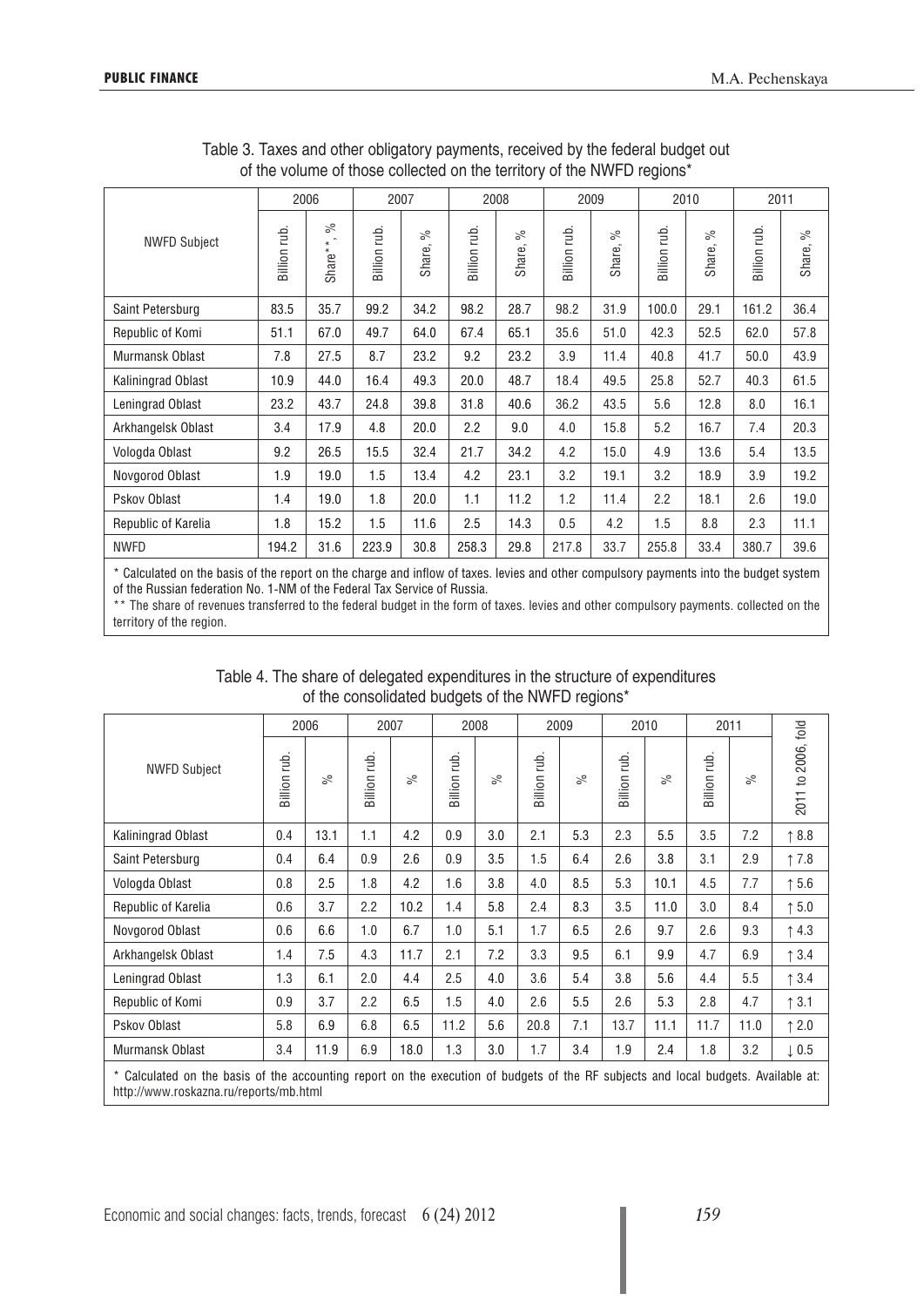Table 3. Taxes and other obligatory payments, received by the federal budget out of the volume of those collected on the territory of the NWFD regions*

| NWFD Subject | 2006 | | 2007 | | 2008 | | 2009 | | 2010 | | 2011 | |
|---|---|---|---|---|---|---|---|---|---|---|---|---|
| | Billion rub. | Share**, % | Billion rub. | Share, % | Billion rub. | Share, % | Billion rub. | Share, % | Billion rub. | Share, % | Billion rub. | Share, % |
| Saint Petersburg | 83.5 | 35.7 | 99.2 | 34.2 | 98.2 | 28.7 | 98.2 | 31.9 | 100.0 | 29.1 | 161.2 | 36.4 |
| Republic of Komi | 51.1 | 67.0 | 49.7 | 64.0 | 67.4 | 65.1 | 35.6 | 51.0 | 42.3 | 52.5 | 62.0 | 57.8 |
| Murmansk Oblast | 7.8 | 27.5 | 8.7 | 23.2 | 9.2 | 23.2 | 3.9 | 11.4 | 40.8 | 41.7 | 50.0 | 43.9 |
| Kaliningrad Oblast | 10.9 | 44.0 | 16.4 | 49.3 | 20.0 | 48.7 | 18.4 | 49.5 | 25.8 | 52.7 | 40.3 | 61.5 |
| Leningrad Oblast | 23.2 | 43.7 | 24.8 | 39.8 | 31.8 | 40.6 | 36.2 | 43.5 | 5.6 | 12.8 | 8.0 | 16.1 |
| Arkhangelsk Oblast | 3.4 | 17.9 | 4.8 | 20.0 | 2.2 | 9.0 | 4.0 | 15.8 | 5.2 | 16.7 | 7.4 | 20.3 |
| Vologda Oblast | 9.2 | 26.5 | 15.5 | 32.4 | 21.7 | 34.2 | 4.2 | 15.0 | 4.9 | 13.6 | 5.4 | 13.5 |
| Novgorod Oblast | 1.9 | 19.0 | 1.5 | 13.4 | 4.2 | 23.1 | 3.2 | 19.1 | 3.2 | 18.9 | 3.9 | 19.2 |
| Pskov Oblast | 1.4 | 19.0 | 1.8 | 20.0 | 1.1 | 11.2 | 1.2 | 11.4 | 2.2 | 18.1 | 2.6 | 19.0 |
| Republic of Karelia | 1.8 | 15.2 | 1.5 | 11.6 | 2.5 | 14.3 | 0.5 | 4.2 | 1.5 | 8.8 | 2.3 | 11.1 |
| NWFD | 194.2 | 31.6 | 223.9 | 30.8 | 258.3 | 29.8 | 217.8 | 33.7 | 255.8 | 33.4 | 380.7 | 39.6 |

* Calculated on the basis of the report on the charge and inflow of taxes. levies and other compulsory payments into the budget system of the Russian federation No. 1-NM of the Federal Tax Service of Russia.

** The share of revenues transferred to the federal budget in the form of taxes. levies and other compulsory payments. collected on the territory of the region.

Table 4. The share of delegated expenditures in the structure of expenditures of the consolidated budgets of the NWFD regions*

| NWFD Subject | 2006 | | 2007 | | 2008 | | 2009 | | 2010 | | 2011 | | 2011 to 2006, fold |
|---|---|---|---|---|---|---|---|---|---|---|---|---|---|
| | Billion rub. | % | Billion rub. | % | Billion rub. | % | Billion rub. | % | Billion rub. | % | Billion rub. | % | |
| Kaliningrad Oblast | 0.4 | 13.1 | 1.1 | 4.2 | 0.9 | 3.0 | 2.1 | 5.3 | 2.3 | 5.5 | 3.5 | 7.2 | ↑ 8.8 |
| Saint Petersburg | 0.4 | 6.4 | 0.9 | 2.6 | 0.9 | 3.5 | 1.5 | 6.4 | 2.6 | 3.8 | 3.1 | 2.9 | ↑ 7.8 |
| Vologda Oblast | 0.8 | 2.5 | 1.8 | 4.2 | 1.6 | 3.8 | 4.0 | 8.5 | 5.3 | 10.1 | 4.5 | 7.7 | ↑ 5.6 |
| Republic of Karelia | 0.6 | 3.7 | 2.2 | 10.2 | 1.4 | 5.8 | 2.4 | 8.3 | 3.5 | 11.0 | 3.0 | 8.4 | ↑ 5.0 |
| Novgorod Oblast | 0.6 | 6.6 | 1.0 | 6.7 | 1.0 | 5.1 | 1.7 | 6.5 | 2.6 | 9.7 | 2.6 | 9.3 | ↑ 4.3 |
| Arkhangelsk Oblast | 1.4 | 7.5 | 4.3 | 11.7 | 2.1 | 7.2 | 3.3 | 9.5 | 6.1 | 9.9 | 4.7 | 6.9 | ↑ 3.4 |
| Leningrad Oblast | 1.3 | 6.1 | 2.0 | 4.4 | 2.5 | 4.0 | 3.6 | 5.4 | 3.8 | 5.6 | 4.4 | 5.5 | ↑ 3.4 |
| Republic of Komi | 0.9 | 3.7 | 2.2 | 6.5 | 1.5 | 4.0 | 2.6 | 5.5 | 2.6 | 5.3 | 2.8 | 4.7 | ↑ 3.1 |
| Pskov Oblast | 5.8 | 6.9 | 6.8 | 6.5 | 11.2 | 5.6 | 20.8 | 7.1 | 13.7 | 11.1 | 11.7 | 11.0 | ↑ 2.0 |
| Murmansk Oblast | 3.4 | 11.9 | 6.9 | 18.0 | 1.3 | 3.0 | 1.7 | 3.4 | 1.9 | 2.4 | 1.8 | 3.2 | ↓ 0.5 |

* Calculated on the basis of the accounting report on the execution of budgets of the RF subjects and local budgets. Available at: http://www.roskazna.ru/reports/mb.html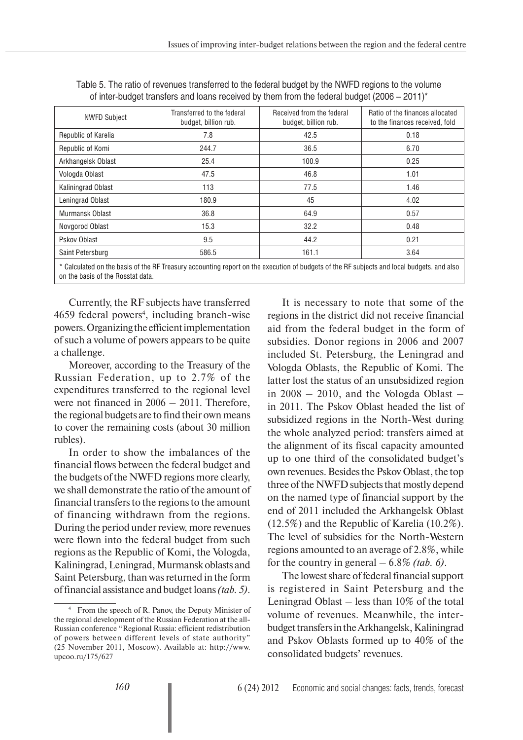Table 5. The ratio of revenues transferred to the federal budget by the NWFD regions to the volume of inter-budget transfers and loans received by them from the federal budget (2006 – 2011)*

| NWFD Subject | Transferred to the federal budget, billion rub. | Received from the federal budget, billion rub. | Ratio of the finances allocated to the finances received, fold |
|---|---|---|---|
| Republic of Karelia | 7.8 | 42.5 | 0.18 |
| Republic of Komi | 244.7 | 36.5 | 6.70 |
| Arkhangelsk Oblast | 25.4 | 100.9 | 0.25 |
| Vologda Oblast | 47.5 | 46.8 | 1.01 |
| Kaliningrad Oblast | 113 | 77.5 | 1.46 |
| Leningrad Oblast | 180.9 | 45 | 4.02 |
| Murmansk Oblast | 36.8 | 64.9 | 0.57 |
| Novgorod Oblast | 15.3 | 32.2 | 0.48 |
| Pskov Oblast | 9.5 | 44.2 | 0.21 |
| Saint Petersburg | 586.5 | 161.1 | 3.64 |

* Calculated on the basis of the RF Treasury accounting report on the execution of budgets of the RF subjects and local budgets. and also on the basis of the Rosstat data.

Currently, the RF subjects have transferred 4659 federal powers[4], including branch-wise powers. Organizing the efficient implementation of such a volume of powers appears to be quite a challenge.

Moreover, according to the Treasury of the Russian Federation, up to 2.7% of the expenditures transferred to the regional level were not financed in 2006 – 2011. Therefore, the regional budgets are to find their own means to cover the remaining costs (about 30 million rubles).

In order to show the imbalances of the financial flows between the federal budget and the budgets of the NWFD regions more clearly, we shall demonstrate the ratio of the amount of financial transfers to the regions to the amount of financing withdrawn from the regions. During the period under review, more revenues were flown into the federal budget from such regions as the Republic of Komi, the Vologda, Kaliningrad, Leningrad, Murmansk oblasts and Saint Petersburg, than was returned in the form of financial assistance and budget loans *(tab. 5)*.

It is necessary to note that some of the regions in the district did not receive financial aid from the federal budget in the form of subsidies. Donor regions in 2006 and 2007 included St. Petersburg, the Leningrad and Vologda Oblasts, the Republic of Komi. The latter lost the status of an unsubsidized region in 2008 – 2010, and the Vologda Oblast – in 2011. The Pskov Oblast headed the list of subsidized regions in the North-West during the whole analyzed period: transfers aimed at the alignment of its fiscal capacity amounted up to one third of the consolidated budget's own revenues. Besides the Pskov Oblast, the top three of the NWFD subjects that mostly depend on the named type of financial support by the end of 2011 included the Arkhangelsk Oblast (12.5%) and the Republic of Karelia (10.2%). The level of subsidies for the North-Western regions amounted to an average of 2.8%, while for the country in general – 6.8% *(tab. 6)*.

The lowest share of federal financial support is registered in Saint Petersburg and the Leningrad Oblast – less than 10% of the total volume of revenues. Meanwhile, the inter-budget transfers in the Arkhangelsk, Kaliningrad and Pskov Oblasts formed up to 40% of the consolidated budgets' revenues.

[4] From the speech of R. Panov, the Deputy Minister of the regional development of the Russian Federation at the all-Russian conference "Regional Russia: efficient redistribution of powers between different levels of state authority" (25 November 2011, Moscow). Available at: http://www.upcoo.ru/175/627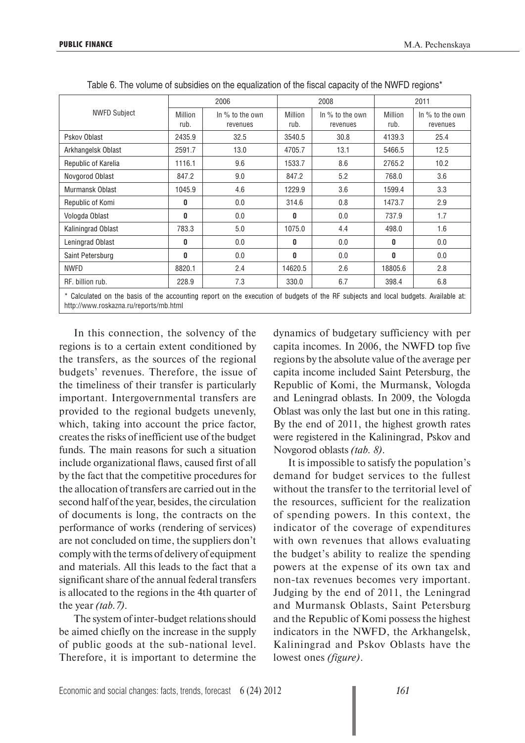Table 6. The volume of subsidies on the equalization of the fiscal capacity of the NWFD regions*

| NWFD Subject | 2006 | | 2008 | | 2011 | |
|---|---|---|---|---|---|---|
| | Million rub. | In % to the own revenues | Million rub. | In % to the own revenues | Million rub. | In % to the own revenues |
| Pskov Oblast | 2435.9 | 32.5 | 3540.5 | 30.8 | 4139.3 | 25.4 |
| Arkhangelsk Oblast | 2591.7 | 13.0 | 4705.7 | 13.1 | 5466.5 | 12.5 |
| Republic of Karelia | 1116.1 | 9.6 | 1533.7 | 8.6 | 2765.2 | 10.2 |
| Novgorod Oblast | 847.2 | 9.0 | 847.2 | 5.2 | 768.0 | 3.6 |
| Murmansk Oblast | 1045.9 | 4.6 | 1229.9 | 3.6 | 1599.4 | 3.3 |
| Republic of Komi | **0** | 0.0 | 314.6 | 0.8 | 1473.7 | 2.9 |
| Vologda Oblast | **0** | 0.0 | **0** | 0.0 | 737.9 | 1.7 |
| Kaliningrad Oblast | 783.3 | 5.0 | 1075.0 | 4.4 | 498.0 | 1.6 |
| Leningrad Oblast | **0** | 0.0 | **0** | 0.0 | **0** | 0.0 |
| Saint Petersburg | **0** | 0.0 | **0** | 0.0 | **0** | 0.0 |
| NWFD | 8820.1 | 2.4 | 14620.5 | 2.6 | 18805.6 | 2.8 |
| RF. billion rub. | 228.9 | 7.3 | 330.0 | 6.7 | 398.4 | 6.8 |

\* Calculated on the basis of the accounting report on the execution of budgets of the RF subjects and local budgets. Available at: http://www.roskazna.ru/reports/mb.html

In this connection, the solvency of the regions is to a certain extent conditioned by the transfers, as the sources of the regional budgets' revenues. Therefore, the issue of the timeliness of their transfer is particularly important. Intergovernmental transfers are provided to the regional budgets unevenly, which, taking into account the price factor, creates the risks of inefficient use of the budget funds. The main reasons for such a situation include organizational flaws, caused first of all by the fact that the competitive procedures for the allocation of transfers are carried out in the second half of the year, besides, the circulation of documents is long, the contracts on the performance of works (rendering of services) are not concluded on time, the suppliers don't comply with the terms of delivery of equipment and materials. All this leads to the fact that a significant share of the annual federal transfers is allocated to the regions in the 4th quarter of the year *(tab. 7)*.

The system of inter-budget relations should be aimed chiefly on the increase in the supply of public goods at the sub-national level. Therefore, it is important to determine the dynamics of budgetary sufficiency with per capita incomes. In 2006, the NWFD top five regions by the absolute value of the average per capita income included Saint Petersburg, the Republic of Komi, the Murmansk, Vologda and Leningrad oblasts. In 2009, the Vologda Oblast was only the last but one in this rating. By the end of 2011, the highest growth rates were registered in the Kaliningrad, Pskov and Novgorod oblasts *(tab. 8)*.

It is impossible to satisfy the population's demand for budget services to the fullest without the transfer to the territorial level of the resources, sufficient for the realization of spending powers. In this context, the indicator of the coverage of expenditures with own revenues that allows evaluating the budget's ability to realize the spending powers at the expense of its own tax and non-tax revenues becomes very important. Judging by the end of 2011, the Leningrad and Murmansk Oblasts, Saint Petersburg and the Republic of Komi possess the highest indicators in the NWFD, the Arkhangelsk, Kaliningrad and Pskov Oblasts have the lowest ones *(figure)*.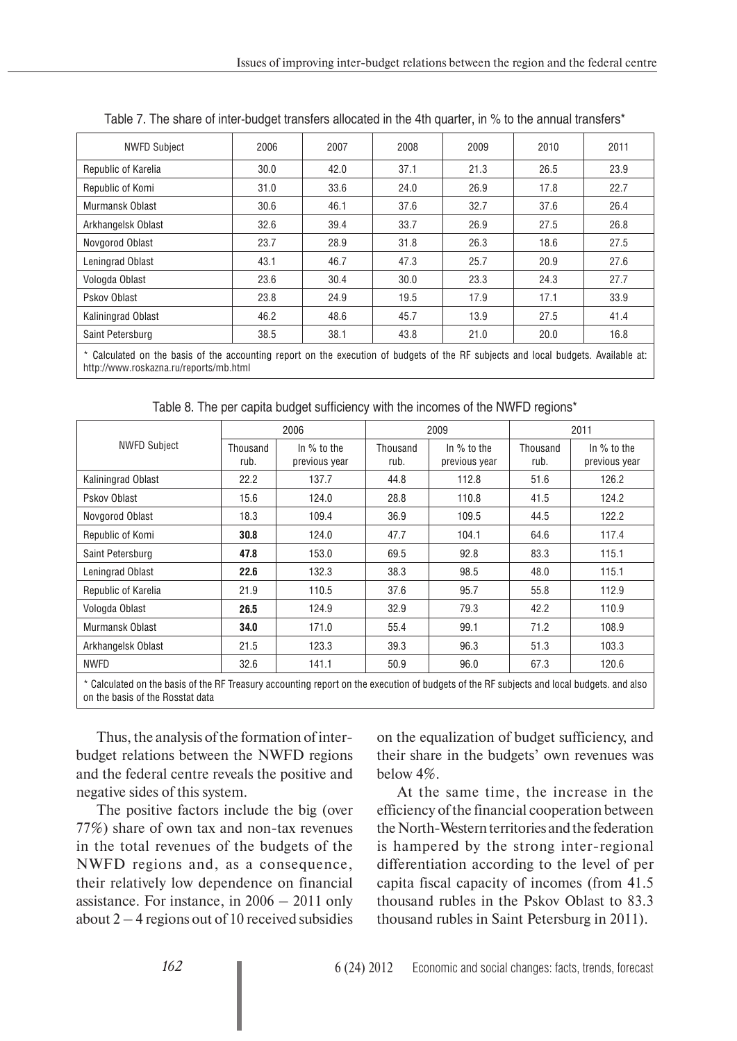Table 7. The share of inter-budget transfers allocated in the 4th quarter, in % to the annual transfers*

| NWFD Subject | 2006 | 2007 | 2008 | 2009 | 2010 | 2011 |
|---|---|---|---|---|---|---|
| Republic of Karelia | 30.0 | 42.0 | 37.1 | 21.3 | 26.5 | 23.9 |
| Republic of Komi | 31.0 | 33.6 | 24.0 | 26.9 | 17.8 | 22.7 |
| Murmansk Oblast | 30.6 | 46.1 | 37.6 | 32.7 | 37.6 | 26.4 |
| Arkhangelsk Oblast | 32.6 | 39.4 | 33.7 | 26.9 | 27.5 | 26.8 |
| Novgorod Oblast | 23.7 | 28.9 | 31.8 | 26.3 | 18.6 | 27.5 |
| Leningrad Oblast | 43.1 | 46.7 | 47.3 | 25.7 | 20.9 | 27.6 |
| Vologda Oblast | 23.6 | 30.4 | 30.0 | 23.3 | 24.3 | 27.7 |
| Pskov Oblast | 23.8 | 24.9 | 19.5 | 17.9 | 17.1 | 33.9 |
| Kaliningrad Oblast | 46.2 | 48.6 | 45.7 | 13.9 | 27.5 | 41.4 |
| Saint Petersburg | 38.5 | 38.1 | 43.8 | 21.0 | 20.0 | 16.8 |

* Calculated on the basis of the accounting report on the execution of budgets of the RF subjects and local budgets. Available at: http://www.roskazna.ru/reports/mb.html

Table 8. The per capita budget sufficiency with the incomes of the NWFD regions*

| NWFD Subject | 2006 | | 2009 | | 2011 | |
|---|---|---|---|---|---|---|
| | Thousand rub. | In % to the previous year | Thousand rub. | In % to the previous year | Thousand rub. | In % to the previous year |
| Kaliningrad Oblast | 22.2 | 137.7 | 44.8 | 112.8 | 51.6 | 126.2 |
| Pskov Oblast | 15.6 | 124.0 | 28.8 | 110.8 | 41.5 | 124.2 |
| Novgorod Oblast | 18.3 | 109.4 | 36.9 | 109.5 | 44.5 | 122.2 |
| Republic of Komi | **30.8** | 124.0 | 47.7 | 104.1 | 64.6 | 117.4 |
| Saint Petersburg | **47.8** | 153.0 | 69.5 | 92.8 | 83.3 | 115.1 |
| Leningrad Oblast | **22.6** | 132.3 | 38.3 | 98.5 | 48.0 | 115.1 |
| Republic of Karelia | 21.9 | 110.5 | 37.6 | 95.7 | 55.8 | 112.9 |
| Vologda Oblast | **26.5** | 124.9 | 32.9 | 79.3 | 42.2 | 110.9 |
| Murmansk Oblast | **34.0** | 171.0 | 55.4 | 99.1 | 71.2 | 108.9 |
| Arkhangelsk Oblast | 21.5 | 123.3 | 39.3 | 96.3 | 51.3 | 103.3 |
| NWFD | 32.6 | 141.1 | 50.9 | 96.0 | 67.3 | 120.6 |

* Calculated on the basis of the RF Treasury accounting report on the execution of budgets of the RF subjects and local budgets. and also on the basis of the Rosstat data

Thus, the analysis of the formation of inter-budget relations between the NWFD regions and the federal centre reveals the positive and negative sides of this system.

The positive factors include the big (over 77%) share of own tax and non-tax revenues in the total revenues of the budgets of the NWFD regions and, as a consequence, their relatively low dependence on financial assistance. For instance, in 2006 – 2011 only about 2 – 4 regions out of 10 received subsidies on the equalization of budget sufficiency, and their share in the budgets' own revenues was below 4%.

At the same time, the increase in the efficiency of the financial cooperation between the North-Western territories and the federation is hampered by the strong inter-regional differentiation according to the level of per capita fiscal capacity of incomes (from 41.5 thousand rubles in the Pskov Oblast to 83.3 thousand rubles in Saint Petersburg in 2011).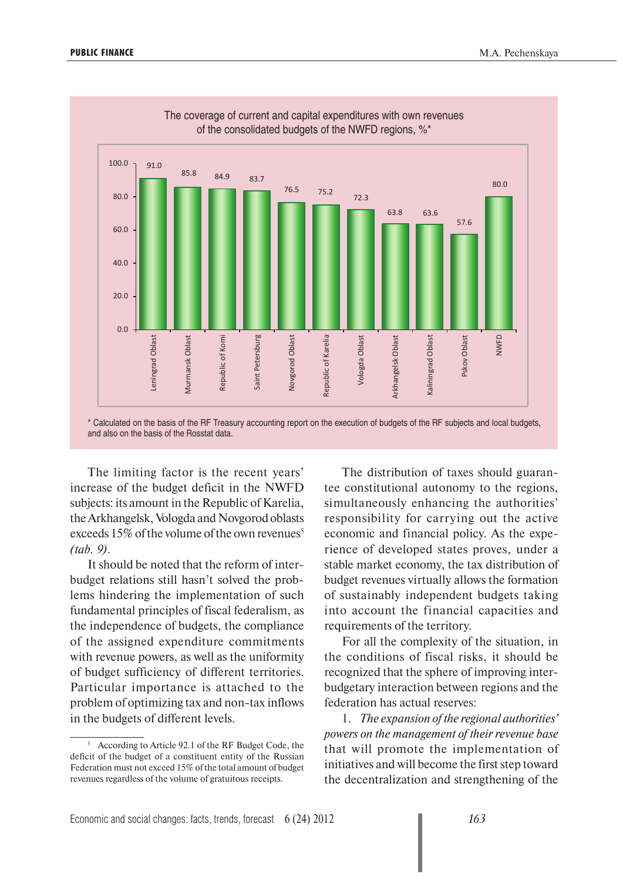The coverage of current and capital expenditures with own revenues of the consolidated budgets of the NWFD regions, %*

| Region | % |
|---|---|
| Leningrad Oblast | 91.0 |
| Murmansk Oblast | 85.8 |
| Republic of Komi | 84.9 |
| Saint Petersburg | 83.7 |
| Novgorod Oblast | 76.5 |
| Republic of Karelia | 75.2 |
| Vologda Oblast | 72.3 |
| Arkhangelsk Oblast | 63.8 |
| Kaliningrad Oblast | 63.6 |
| Pskov Oblast | 57.6 |
| NWFD | 80.0 |

\* Calculated on the basis of the RF Treasury accounting report on the execution of budgets of the RF subjects and local budgets, and also on the basis of the Rosstat data.

The limiting factor is the recent years' increase of the budget deficit in the NWFD subjects: its amount in the Republic of Karelia, the Arkhangelsk, Vologda and Novgorod oblasts exceeds 15% of the volume of the own revenues[5] *(tab. 9)*.

It should be noted that the reform of inter-budget relations still hasn't solved the problems hindering the implementation of such fundamental principles of fiscal federalism, as the independence of budgets, the compliance of the assigned expenditure commitments with revenue powers, as well as the uniformity of budget sufficiency of different territories. Particular importance is attached to the problem of optimizing tax and non-tax inflows in the budgets of different levels.

The distribution of taxes should guarantee constitutional autonomy to the regions, simultaneously enhancing the authorities' responsibility for carrying out the active economic and financial policy. As the experience of developed states proves, under a stable market economy, the tax distribution of budget revenues virtually allows the formation of sustainably independent budgets taking into account the financial capacities and requirements of the territory.

For all the complexity of the situation, in the conditions of fiscal risks, it should be recognized that the sphere of improving inter-budgetary interaction between regions and the federation has actual reserves:

1. *The expansion of the regional authorities' powers on the management of their revenue base* that will promote the implementation of initiatives and will become the first step toward the decentralization and strengthening of the

[5] According to Article 92.1 of the RF Budget Code, the deficit of the budget of a constituent entity of the Russian Federation must not exceed 15% of the total amount of budget revenues regardless of the volume of gratuitous receipts.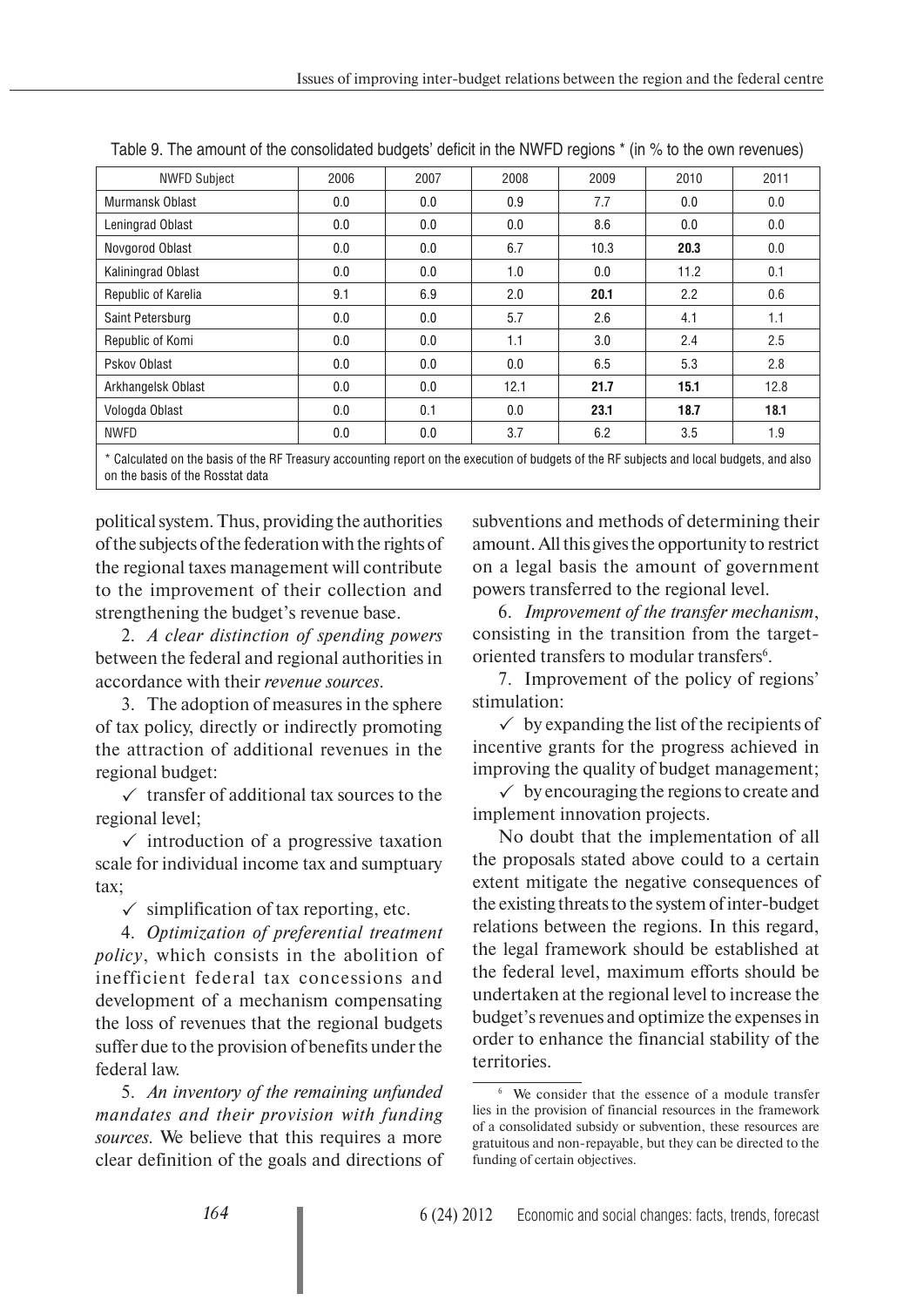Table 9. The amount of the consolidated budgets' deficit in the NWFD regions * (in % to the own revenues)

| NWFD Subject | 2006 | 2007 | 2008 | 2009 | 2010 | 2011 |
|---|---|---|---|---|---|---|
| Murmansk Oblast | 0.0 | 0.0 | 0.9 | 7.7 | 0.0 | 0.0 |
| Leningrad Oblast | 0.0 | 0.0 | 0.0 | 8.6 | 0.0 | 0.0 |
| Novgorod Oblast | 0.0 | 0.0 | 6.7 | 10.3 | **20.3** | 0.0 |
| Kaliningrad Oblast | 0.0 | 0.0 | 1.0 | 0.0 | 11.2 | 0.1 |
| Republic of Karelia | 9.1 | 6.9 | 2.0 | **20.1** | 2.2 | 0.6 |
| Saint Petersburg | 0.0 | 0.0 | 5.7 | 2.6 | 4.1 | 1.1 |
| Republic of Komi | 0.0 | 0.0 | 1.1 | 3.0 | 2.4 | 2.5 |
| Pskov Oblast | 0.0 | 0.0 | 0.0 | 6.5 | 5.3 | 2.8 |
| Arkhangelsk Oblast | 0.0 | 0.0 | 12.1 | **21.7** | **15.1** | 12.8 |
| Vologda Oblast | 0.0 | 0.1 | 0.0 | **23.1** | **18.7** | **18.1** |
| NWFD | 0.0 | 0.0 | 3.7 | 6.2 | 3.5 | 1.9 |

\* Calculated on the basis of the RF Treasury accounting report on the execution of budgets of the RF subjects and local budgets, and also on the basis of the Rosstat data

political system. Thus, providing the authorities of the subjects of the federation with the rights of the regional taxes management will contribute to the improvement of their collection and strengthening the budget's revenue base.

2. *A clear distinction of spending powers* between the federal and regional authorities in accordance with their *revenue sources*.

3. The adoption of measures in the sphere of tax policy, directly or indirectly promoting the attraction of additional revenues in the regional budget:

✓ transfer of additional tax sources to the regional level;

✓ introduction of a progressive taxation scale for individual income tax and sumptuary tax;

✓ simplification of tax reporting, etc.

4. *Optimization of preferential treatment policy*, which consists in the abolition of inefficient federal tax concessions and development of a mechanism compensating the loss of revenues that the regional budgets suffer due to the provision of benefits under the federal law.

5. *An inventory of the remaining unfunded mandates and their provision with funding sources.* We believe that this requires a more clear definition of the goals and directions of subventions and methods of determining their amount. All this gives the opportunity to restrict on a legal basis the amount of government powers transferred to the regional level.

6. *Improvement of the transfer mechanism*, consisting in the transition from the target-oriented transfers to modular transfers[6].

7. Improvement of the policy of regions' stimulation:

✓ by expanding the list of the recipients of incentive grants for the progress achieved in improving the quality of budget management;

✓ by encouraging the regions to create and implement innovation projects.

No doubt that the implementation of all the proposals stated above could to a certain extent mitigate the negative consequences of the existing threats to the system of inter-budget relations between the regions. In this regard, the legal framework should be established at the federal level, maximum efforts should be undertaken at the regional level to increase the budget's revenues and optimize the expenses in order to enhance the financial stability of the territories.

[6] We consider that the essence of a module transfer lies in the provision of financial resources in the framework of a consolidated subsidy or subvention, these resources are gratuitous and non-repayable, but they can be directed to the funding of certain objectives.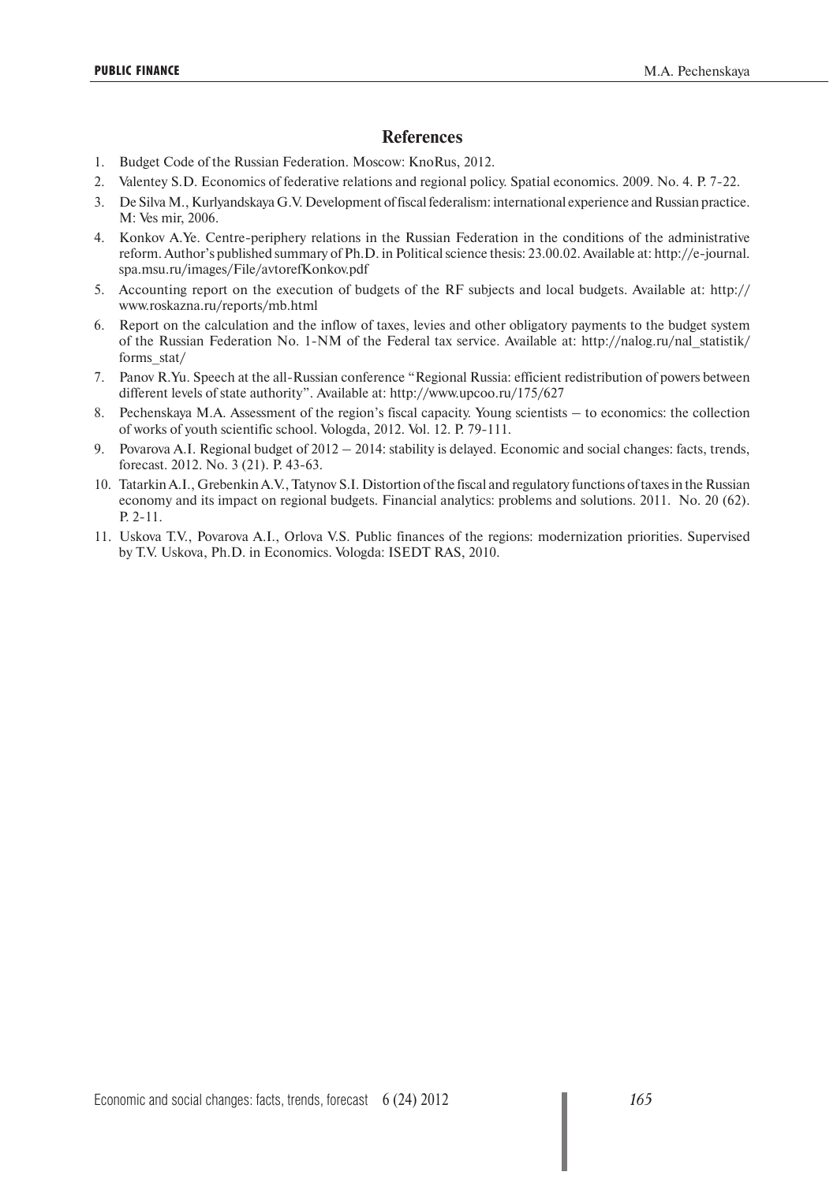## References

1. Budget Code of the Russian Federation. Moscow: KnoRus, 2012.
2. Valentey S.D. Economics of federative relations and regional policy. Spatial economics. 2009. No. 4. P. 7-22.
3. De Silva M., Kurlyandskaya G.V. Development of fiscal federalism: international experience and Russian practice. M: Ves mir, 2006.
4. Konkov A.Ye. Centre-periphery relations in the Russian Federation in the conditions of the administrative reform. Author's published summary of Ph.D. in Political science thesis: 23.00.02. Available at: http://e-journal.spa.msu.ru/images/File/avtorefKonkov.pdf
5. Accounting report on the execution of budgets of the RF subjects and local budgets. Available at: http://www.roskazna.ru/reports/mb.html
6. Report on the calculation and the inflow of taxes, levies and other obligatory payments to the budget system of the Russian Federation No. 1-NM of the Federal tax service. Available at: http://nalog.ru/nal_statistik/forms_stat/
7. Panov R.Yu. Speech at the all-Russian conference "Regional Russia: efficient redistribution of powers between different levels of state authority". Available at: http://www.upcoo.ru/175/627
8. Pechenskaya M.A. Assessment of the region's fiscal capacity. Young scientists – to economics: the collection of works of youth scientific school. Vologda, 2012. Vol. 12. P. 79-111.
9. Povarova A.I. Regional budget of 2012 – 2014: stability is delayed. Economic and social changes: facts, trends, forecast. 2012. No. 3 (21). P. 43-63.
10. Tatarkin A.I., Grebenkin A.V., Tatynov S.I. Distortion of the fiscal and regulatory functions of taxes in the Russian economy and its impact on regional budgets. Financial analytics: problems and solutions. 2011. No. 20 (62). P. 2-11.
11. Uskova T.V., Povarova A.I., Orlova V.S. Public finances of the regions: modernization priorities. Supervised by T.V. Uskova, Ph.D. in Economics. Vologda: ISEDT RAS, 2010.